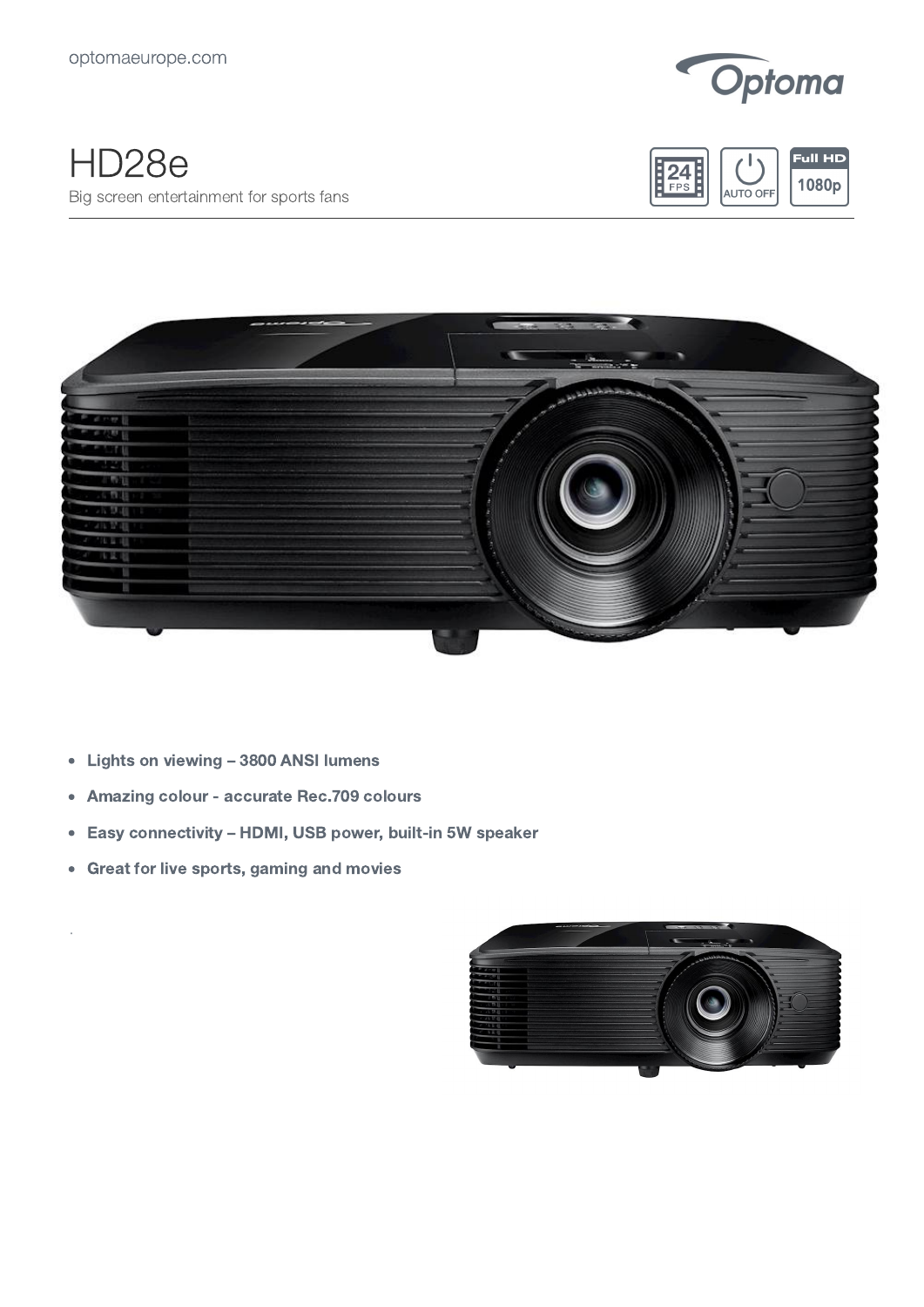optomaeurope.com

# HD28e

Big screen entertainment for sports fans

24 FPS | AUTO OFF | Full HD 1080p

- **Lights on viewing – 3800 ANSI lumens**
- **Amazing colour - accurate Rec.709 colours**
- **Easy connectivity – HDMI, USB power, built-in 5W speaker**
- **Great for live sports, gaming and movies**

.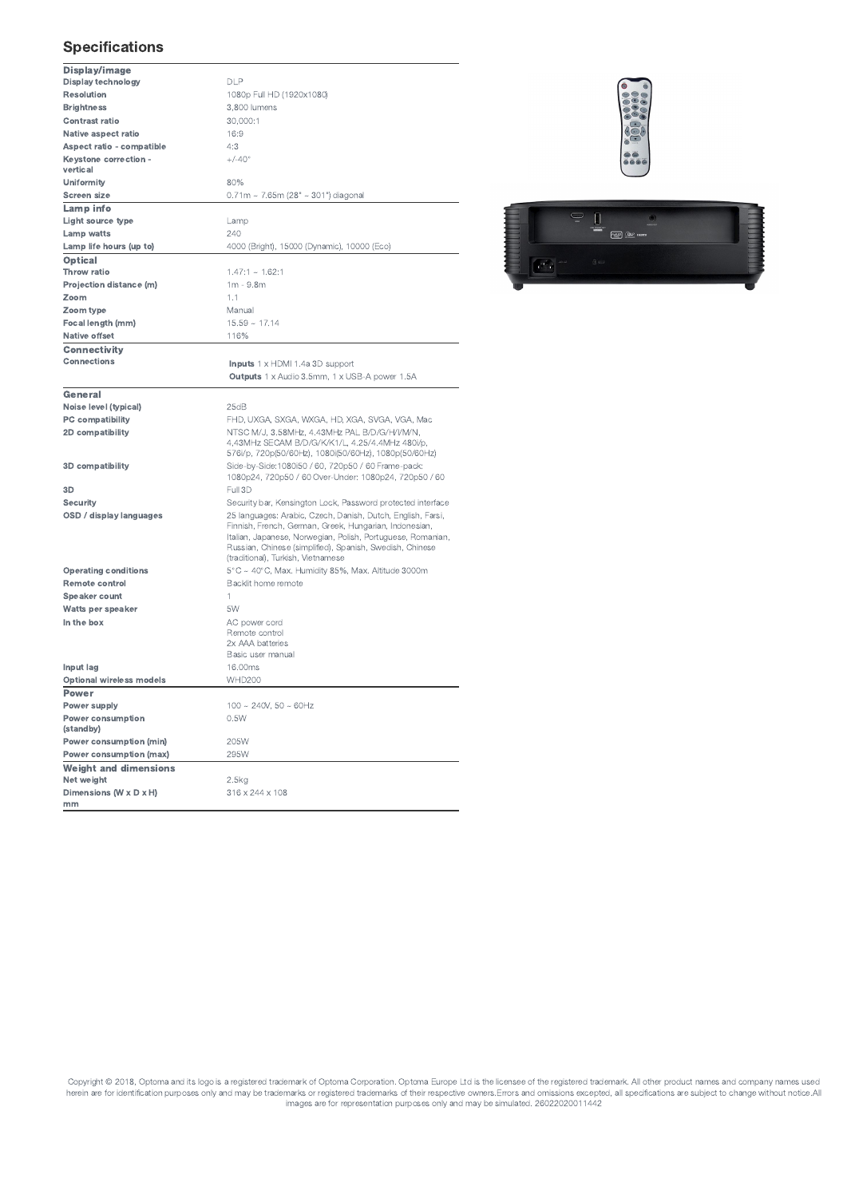## Specifications

| | |
|---|---|
| **Display/image** | |
| Display technology | DLP |
| Resolution | 1080p Full HD (1920x1080) |
| Brightness | 3,800 lumens |
| Contrast ratio | 30,000:1 |
| Native aspect ratio | 16:9 |
| Aspect ratio - compatible | 4:3 |
| Keystone correction - vertical | +/-40° |
| Uniformity | 80% |
| Screen size | 0.71m ~ 7.65m (28" ~ 301") diagonal |
| **Lamp info** | |
| Light source type | Lamp |
| Lamp watts | 240 |
| Lamp life hours (up to) | 4000 (Bright), 15000 (Dynamic), 10000 (Eco) |
| **Optical** | |
| Throw ratio | 1.47:1 ~ 1.62:1 |
| Projection distance (m) | 1m - 9.8m |
| Zoom | 1.1 |
| Zoom type | Manual |
| Focal length (mm) | 15.59 ~ 17.14 |
| Native offset | 116% |
| **Connectivity** | |
| Connections | **Inputs** 1 x HDMI 1.4a 3D support<br>**Outputs** 1 x Audio 3.5mm, 1 x USB-A power 1.5A |
| **General** | |
| Noise level (typical) | 25dB |
| PC compatibility | FHD, UXGA, SXGA, WXGA, HD, XGA, SVGA, VGA, Mac |
| 2D compatibility | NTSC M/J, 3.58MHz, 4.43MHz PAL B/D/G/H/I/M/N, 4,43MHz SECAM B/D/G/K/K1/L, 4.25/4.4MHz 480i/p, 576i/p, 720p(50/60Hz), 1080i(50/60Hz), 1080p(50/60Hz) |
| 3D compatibility | Side-by-Side:1080i50 / 60, 720p50 / 60 Frame-pack: 1080p24, 720p50 / 60 Over-Under: 1080p24, 720p50 / 60 |
| 3D | Full 3D |
| Security | Security bar, Kensington Lock, Password protected interface |
| OSD / display languages | 25 languages: Arabic, Czech, Danish, Dutch, English, Farsi, Finnish, French, German, Greek, Hungarian, Indonesian, Italian, Japanese, Norwegian, Polish, Portuguese, Romanian, Russian, Chinese (simplified), Spanish, Swedish, Chinese (traditional), Turkish, Vietnamese |
| Operating conditions | 5°C ~ 40°C, Max. Humidity 85%, Max. Altitude 3000m |
| Remote control | Backlit home remote |
| Speaker count | 1 |
| Watts per speaker | 5W |
| In the box | AC power cord<br>Remote control<br>2x AAA batteries<br>Basic user manual |
| Input lag | 16.00ms |
| Optional wireless models | WHD200 |
| **Power** | |
| Power supply | 100 ~ 240V, 50 ~ 60Hz |
| Power consumption (standby) | 0.5W |
| Power consumption (min) | 205W |
| Power consumption (max) | 295W |
| **Weight and dimensions** | |
| Net weight | 2.5kg |
| Dimensions (W x D x H) mm | 316 x 244 x 108 |

Copyright © 2018, Optoma and its logo is a registered trademark of Optoma Corporation. Optoma Europe Ltd is the licensee of the registered trademark. All other product names and company names used herein are for identification purposes only and may be trademarks or registered trademarks of their respective owners.Errors and omissions excepted, all specifications are subject to change without notice.All images are for representation purposes only and may be simulated. 26022020011442